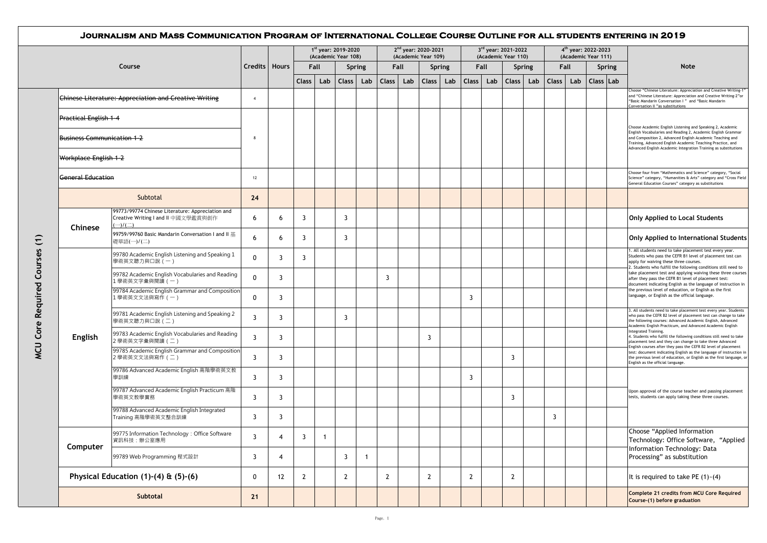# Journalism and Mass Communication Program of International College Course Outline for all students entering in 2019

| | | Course | Credits | Hours | 1st year: 2019-2020 (Academic Year 108) Fall Class | Fall Lab | Spring Class | Spring Lab | 2nd year: 2020-2021 (Academic Year 109) Fall Class | Fall Lab | Spring Class | Spring Lab | 3rd year: 2021-2022 (Academic Year 110) Fall Class | Fall Lab | Spring Class | Spring Lab | 4th year: 2022-2023 (Academic Year 111) Fall Class | Fall Lab | Spring Class | Spring Lab | Note |
|---|---|---|---|---|---|---|---|---|---|---|---|---|---|---|---|---|---|---|---|---|---|
| MCU Core Required Courses (1) | ~~Chinese Literature: Appreciation and Creative Writing~~ | | 4 | | | | | | | | | | | | | | | | | | Choose "Chinese Literature: Appreciation and Creative Writing-1" and "Chinese Literature: Appreciation and Creative Writing-2"or "Basic Mandarin Conversation I " and "Basic Mandarin Conversation II "as substitutions |
| | ~~Practical English 1-4~~ | | 8 | | | | | | | | | | | | | | | | | | Choose Academic English Listening and Speaking 2, Academic English Vocabularies and Reading 2, Academic English Grammar and Composition 2, Advanced English Academic Teaching and Training, Advanced English Academic Teaching Practice, and Advanced English Academic Integration Training as substitutions |
| | ~~Business Communication 1-2~~ | | | | | | | | | | | | | | | | | | | | |
| | ~~Workplace English 1-2~~ | | | | | | | | | | | | | | | | | | | | |
| | ~~General Education~~ | | 12 | | | | | | | | | | | | | | | | | | Choose four from "Mathematics and Science" category, "Social Science" category, "Humanities & Arts" category and "Cross Field General Education Courses" category as substitutions |
| | Subtotal | | 24 | | | | | | | | | | | | | | | | | | |
| | Chinese | 99773/99774 Chinese Literature: Appreciation and Creative Writing I and II 中國文學鑑賞與創作(一)/(二) | 6 | 6 | 3 | | 3 | | | | | | | | | | | | | | **Only Applied to Local Students** |
| | | 99759/99760 Basic Mandarin Conversation I and II 基礎華語(一)/(二) | 6 | 6 | 3 | | 3 | | | | | | | | | | | | | | **Only Applied to International Students** |
| | English | 99780 Academic English Listening and Speaking 1 學術英文聽力與口說（一） | 0 | 3 | 3 | | | | | | | | | | | | | | | | 1. All students need to take placement test every year. Students who pass the CEFR B1 level of placement test can apply for waiving these three courses. 2. Students who fulfill the following conditions still need to take placement test and applying waiving these three courses after they pass the CEFR B1 level of placement test: document indicating English as the language of instruction in the previous level of education, or English as the first language, or English as the official language. |
| | | 99782 Academic English Vocabularies and Reading 1 學術英文字彙與閱讀（一） | 0 | 3 | | | | | 3 | | | | | | | | | | | | |
| | | 99784 Academic English Grammar and Composition 1 學術英文文法與寫作（一） | 0 | 3 | | | | | | | | | 3 | | | | | | | | |
| | | 99781 Academic English Listening and Speaking 2 學術英文聽力與口說（二） | 3 | 3 | | | 3 | | | | | | | | | | | | | | 3. All students need to take placement test every year. Students who pass the CEFR B2 level of placement test can change to take the following courses: Advanced Academic English, Advanced Academic English Practicum, and Advanced Academic English Integrated Training. 4. Students who fulfill the following conditions still need to take placement test and they can change to take three Advanced English courses after they pass the CEFR B2 level of placement test: document indicating English as the language of instruction in the previous level of education, or English as the first language, or English as the official language. |
| | | 99783 Academic English Vocabularies and Reading 2 學術英文字彙與閱讀（二） | 3 | 3 | | | | | | | 3 | | | | | | | | | | |
| | | 99785 Academic English Grammar and Composition 2 學術英文文法與寫作（二） | 3 | 3 | | | | | | | | | | | 3 | | | | | | |
| | | 99786 Advanced Academic English 高階學術英文教學訓練 | 3 | 3 | | | | | | | | | 3 | | | | | | | | Upon approval of the course teacher and passing placement tests, students can apply taking these three courses. |
| | | 99787 Advanced Academic English Practicum 高階學術英文教學實務 | 3 | 3 | | | | | | | | | | | 3 | | | | | | |
| | | 99788 Advanced Academic English Integrated Training 高階學術英文整合訓練 | 3 | 3 | | | | | | | | | | | | | 3 | | | | |
| | Computer | 99775 Information Technology：Office Software 資訊科技：辦公室應用 | 3 | 4 | 3 | 1 | | | | | | | | | | | | | | | Choose "Applied Information Technology: Office Software, "Applied Information Technology: Data Processing" as substitution |
| | | 99789 Web Programming 程式設計 | 3 | 4 | | | 3 | 1 | | | | | | | | | | | | | |
| | Physical Education (1)-(4) & (5)-(6) | | 0 | 12 | 2 | | 2 | | 2 | | 2 | | 2 | | 2 | | | | | | It is required to take PE (1)~(4) |
| | Subtotal | | 21 | | | | | | | | | | | | | | | | | | **Complete 21 credits from MCU Core Required Course-(1) before graduation** |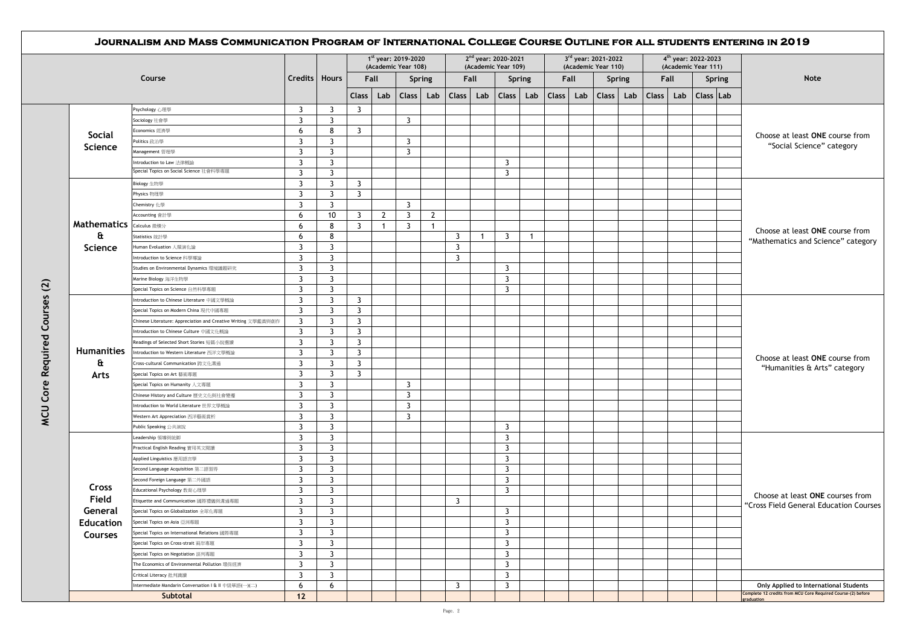# Journalism and Mass Communication Program of International College Course Outline for all students entering in 2019

| | | Course | Credits | Hours | 1st year: 2019-2020 (Academic Year 108) | | | | 2nd year: 2020-2021 (Academic Year 109) | | | | 3rd year: 2021-2022 (Academic Year 110) | | | | 4th year: 2022-2023 (Academic Year 111) | | | | Note |
|---|---|---|---|---|---|---|---|---|---|---|---|---|---|---|---|---|---|---|---|---|---|
| | | | | | Fall | | Spring | | Fall | | Spring | | Fall | | Spring | | Fall | | Spring | | |
| | | | | | Class | Lab | Class | Lab | Class | Lab | Class | Lab | Class | Lab | Class | Lab | Class | Lab | Class | Lab | |
| MCU Core Required Courses (2) | Social Science | Psychology 心理學 | 3 | 3 | 3 | | | | | | | | | | | | | | | | Choose at least **ONE** course from "Social Science" category |
| | | Sociology 社會學 | 3 | 3 | | | 3 | | | | | | | | | | | | | | |
| | | Economics 經濟學 | 6 | 8 | 3 | | | | | | | | | | | | | | | | |
| | | Politics 政治學 | 3 | 3 | | | 3 | | | | | | | | | | | | | | |
| | | Management 管理學 | 3 | 3 | | | 3 | | | | | | | | | | | | | | |
| | | Introduction to Law 法律概論 | 3 | 3 | | | | | | | 3 | | | | | | | | | | |
| | | Special Topics on Social Science 社會科學專題 | 3 | 3 | | | | | | | 3 | | | | | | | | | | |
| | Mathematics & Science | Biology 生物學 | 3 | 3 | 3 | | | | | | | | | | | | | | | | Choose at least **ONE** course from "Mathematics and Science" category |
| | | Physics 物理學 | 3 | 3 | 3 | | | | | | | | | | | | | | | | |
| | | Chemistry 化學 | 3 | 3 | | | 3 | | | | | | | | | | | | | | |
| | | Accounting 會計學 | 6 | 10 | 3 | 2 | 3 | 2 | | | | | | | | | | | | | |
| | | Calculus 微積分 | 6 | 8 | 3 | 1 | 3 | 1 | | | | | | | | | | | | | |
| | | Statistics 統計學 | 6 | 8 | | | | | 3 | 1 | 3 | 1 | | | | | | | | | |
| | | Human Evoluation 人類演化論 | 3 | 3 | | | | | 3 | | | | | | | | | | | | |
| | | Introduction to Science 科學導論 | 3 | 3 | | | | | 3 | | | | | | | | | | | | |
| | | Studies on Environmental Dynamics 環境議題研究 | 3 | 3 | | | | | | | 3 | | | | | | | | | | |
| | | Marine Biology 海洋生物學 | 3 | 3 | | | | | | | 3 | | | | | | | | | | |
| | | Special Topics on Science 自然科學專題 | 3 | 3 | | | | | | | 3 | | | | | | | | | | |
| | Humanities & Arts | Introduction to Chinese Literature 中國文學概論 | 3 | 3 | 3 | | | | | | | | | | | | | | | | Choose at least **ONE** course from "Humanities & Arts" category |
| | | Special Topics on Modern China 現代中國專題 | 3 | 3 | 3 | | | | | | | | | | | | | | | | |
| | | Chinese Literature: Appreciation and Creative Writing 文學鑑賞與創作 | 3 | 3 | 3 | | | | | | | | | | | | | | | | |
| | | Introduction to Chinese Culture 中國文化概論 | 3 | 3 | 3 | | | | | | | | | | | | | | | | |
| | | Readings of Selected Short Stories 短篇小說選讀 | 3 | 3 | 3 | | | | | | | | | | | | | | | | |
| | | Introduction to Western Literature 西洋文學概論 | 3 | 3 | 3 | | | | | | | | | | | | | | | | |
| | | Cross-cultural Communication 跨文化溝通 | 3 | 3 | 3 | | | | | | | | | | | | | | | | |
| | | Special Topics on Art 藝術專題 | 3 | 3 | 3 | | | | | | | | | | | | | | | | |
| | | Special Topics on Humanity 人文專題 | 3 | 3 | | | 3 | | | | | | | | | | | | | | |
| | | Chinese History and Culture 歷史文化與社會變遷 | 3 | 3 | | | 3 | | | | | | | | | | | | | | |
| | | Introduction to World Literature 世界文學概論 | 3 | 3 | | | 3 | | | | | | | | | | | | | | |
| | | Western Art Appreciation 西洋藝術賞析 | 3 | 3 | | | 3 | | | | | | | | | | | | | | |
| | | Public Speaking 公共演說 | 3 | 3 | | | | | | | 3 | | | | | | | | | | |
| | Cross Field General Education Courses | Leadership 領導與統御 | 3 | 3 | | | | | | | 3 | | | | | | | | | | Choose at least **ONE** courses from "Cross Field General Education Courses |
| | | Practical English Reading 實用英文閱讀 | 3 | 3 | | | | | | | 3 | | | | | | | | | | |
| | | Applied Linguistics 應用語言學 | 3 | 3 | | | | | | | 3 | | | | | | | | | | |
| | | Second Language Acquisition 第二語習得 | 3 | 3 | | | | | | | 3 | | | | | | | | | | |
| | | Second Foreign Language 第二外國語 | 3 | 3 | | | | | | | 3 | | | | | | | | | | |
| | | Educational Psychology 教育心理學 | 3 | 3 | | | | | | | 3 | | | | | | | | | | |
| | | Etiquette and Communication 國際禮儀與溝通專題 | 3 | 3 | | | | | 3 | | | | | | | | | | | | |
| | | Special Topics on Globalization 全球化專題 | 3 | 3 | | | | | | | 3 | | | | | | | | | | |
| | | Special Topics on Asia 亞洲專題 | 3 | 3 | | | | | | | 3 | | | | | | | | | | |
| | | Special Topics on International Relations 國際專題 | 3 | 3 | | | | | | | 3 | | | | | | | | | | |
| | | Special Topics on Cross-strait 兩岸專題 | 3 | 3 | | | | | | | 3 | | | | | | | | | | |
| | | Special Topics on Negotiation 談判專題 | 3 | 3 | | | | | | | 3 | | | | | | | | | | |
| | | The Economics of Environmental Pollution 環保經濟 | 3 | 3 | | | | | | | 3 | | | | | | | | | | |
| | | Critical Literacy 批判識讀 | 3 | 3 | | | | | | | 3 | | | | | | | | | | |
| | | Intermediate Mandarin Conversation I & II 中級華語(一)(二) | 6 | 6 | | | | | 3 | | 3 | | | | | | | | | | **Only Applied to International Students** |
| | Subtotal | | 12 | | | | | | | | | | | | | | | | | | **Complete 12 credits from MCU Core Required Course-(2) before graduation** |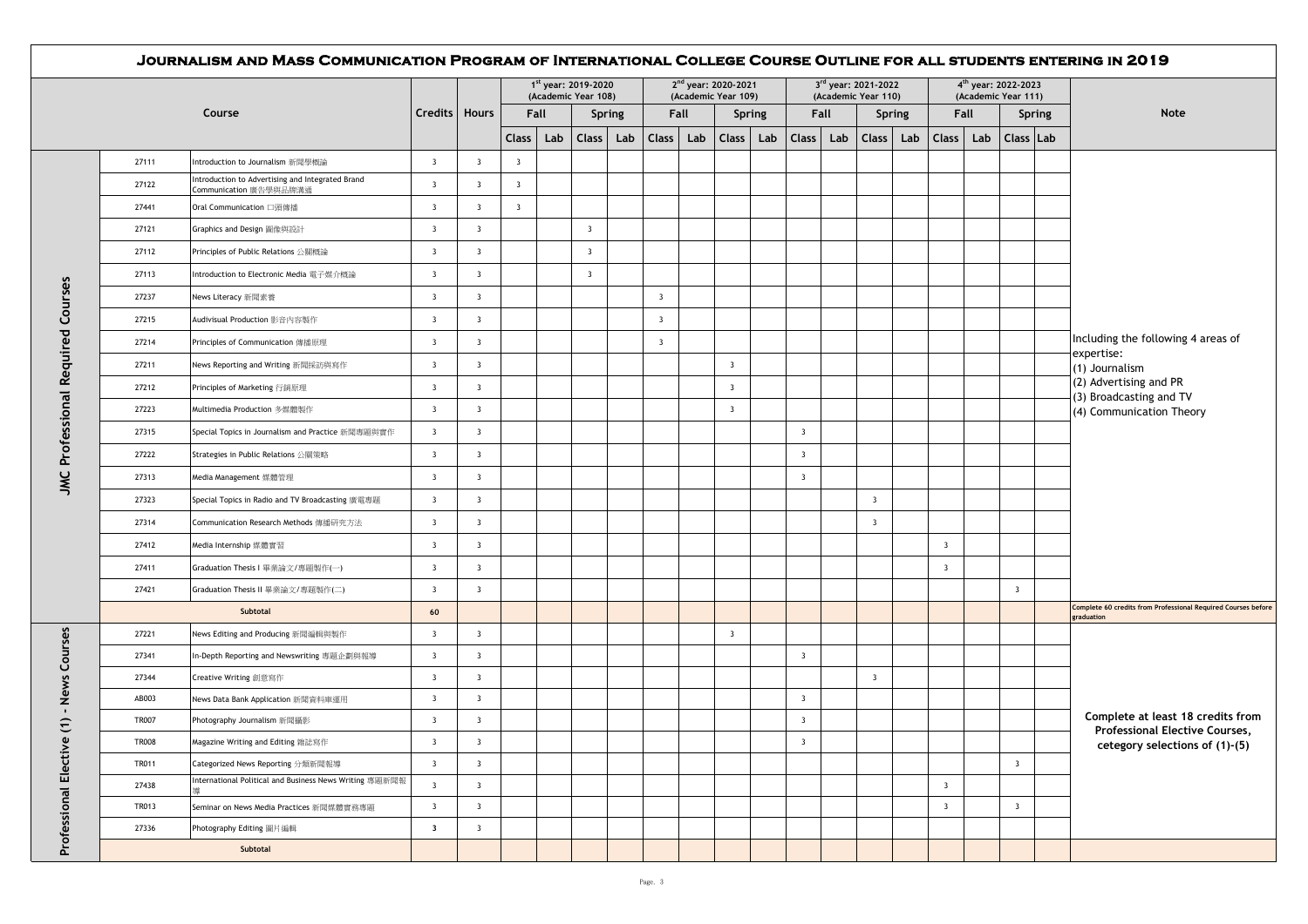# Journalism and Mass Communication Program of International College Course Outline for all students entering in 2019

| Category | Code | Course | Credits | Hours | 1st year: 2019-2020 (Academic Year 108) Fall Class | Fall Lab | Spring Class | Spring Lab | 2nd year: 2020-2021 (Academic Year 109) Fall Class | Fall Lab | Spring Class | Spring Lab | 3rd year: 2021-2022 (Academic Year 110) Fall Class | Fall Lab | Spring Class | Spring Lab | 4th year: 2022-2023 (Academic Year 111) Fall Class | Fall Lab | Spring Class | Spring Lab | Note |
|---|---|---|---|---|---|---|---|---|---|---|---|---|---|---|---|---|---|---|---|---|---|
| JMC Professional Required Courses | 27111 | Introduction to Journalism 新聞學概論 | 3 | 3 | 3 | | | | | | | | | | | | | | | | Including the following 4 areas of expertise: (1) Journalism (2) Advertising and PR (3) Broadcasting and TV (4) Communication Theory |
| | 27122 | Introduction to Advertising and Integrated Brand Communication 廣告學與品牌溝通 | 3 | 3 | 3 | | | | | | | | | | | | | | | | |
| | 27441 | Oral Communication 口頭傳播 | 3 | 3 | 3 | | | | | | | | | | | | | | | | |
| | 27121 | Graphics and Design 圖像與設計 | 3 | 3 | | | 3 | | | | | | | | | | | | | | |
| | 27112 | Principles of Public Relations 公關概論 | 3 | 3 | | | 3 | | | | | | | | | | | | | | |
| | 27113 | Introduction to Electronic Media 電子媒介概論 | 3 | 3 | | | 3 | | | | | | | | | | | | | | |
| | 27237 | News Literacy 新聞素養 | 3 | 3 | | | | | 3 | | | | | | | | | | | | |
| | 27215 | Audivisual Production 影音內容製作 | 3 | 3 | | | | | 3 | | | | | | | | | | | | |
| | 27214 | Principles of Communication 傳播原理 | 3 | 3 | | | | | 3 | | | | | | | | | | | | |
| | 27211 | News Reporting and Writing 新聞採訪與寫作 | 3 | 3 | | | | | | | 3 | | | | | | | | | | |
| | 27212 | Principles of Marketing 行銷原理 | 3 | 3 | | | | | | | 3 | | | | | | | | | | |
| | 27223 | Multimedia Production 多媒體製作 | 3 | 3 | | | | | | | 3 | | | | | | | | | | |
| | 27315 | Special Topics in Journalism and Practice 新聞專題與實作 | 3 | 3 | | | | | | | | | 3 | | | | | | | | |
| | 27222 | Strategies in Public Relations 公關策略 | 3 | 3 | | | | | | | | | 3 | | | | | | | | |
| | 27313 | Media Management 媒體管理 | 3 | 3 | | | | | | | | | 3 | | | | | | | | |
| | 27323 | Special Topics in Radio and TV Broadcasting 廣電專題 | 3 | 3 | | | | | | | | | | | 3 | | | | | | |
| | 27314 | Communication Research Methods 傳播研究方法 | 3 | 3 | | | | | | | | | | | 3 | | | | | | |
| | 27412 | Media Internship 媒體實習 | 3 | 3 | | | | | | | | | | | | | 3 | | | | |
| | 27411 | Graduation Thesis I 畢業論文/專題製作(一) | 3 | 3 | | | | | | | | | | | | | 3 | | | | |
| | 27421 | Graduation Thesis II 畢業論文/專題製作(二) | 3 | 3 | | | | | | | | | | | | | | | 3 | | |
| | | Subtotal | 60 | | | | | | | | | | | | | | | | | | Complete 60 credits from Professional Required Courses before graduation |
| Professional Elective (1) - News Courses | 27221 | News Editing and Producing 新聞編輯與製作 | 3 | 3 | | | | | | | 3 | | | | | | | | | | Complete at least 18 credits from Professional Elective Courses, cetegory selections of (1)-(5) |
| | 27341 | In-Depth Reporting and Newswriting 專題企劃與報導 | 3 | 3 | | | | | | | | | 3 | | | | | | | | |
| | 27344 | Creative Writing 創意寫作 | 3 | 3 | | | | | | | | | | | 3 | | | | | | |
| | AB003 | News Data Bank Application 新聞資料庫運用 | 3 | 3 | | | | | | | | | 3 | | | | | | | | |
| | TR007 | Photography Journalism 新聞攝影 | 3 | 3 | | | | | | | | | 3 | | | | | | | | |
| | TR008 | Magazine Writing and Editing 雜誌寫作 | 3 | 3 | | | | | | | | | 3 | | | | | | | | |
| | TR011 | Categorized News Reporting 分類新聞報導 | 3 | 3 | | | | | | | | | | | | | | | 3 | | |
| | 27438 | International Political and Business News Writing 專題新聞報導 | 3 | 3 | | | | | | | | | | | | | 3 | | | | |
| | TR013 | Seminar on News Media Practices 新聞媒體實務專題 | 3 | 3 | | | | | | | | | | | | | 3 | | 3 | | |
| | 27336 | Photography Editing 圖片編輯 | 3 | 3 | | | | | | | | | | | | | | | | | |
| | | Subtotal | | | | | | | | | | | | | | | | | | | |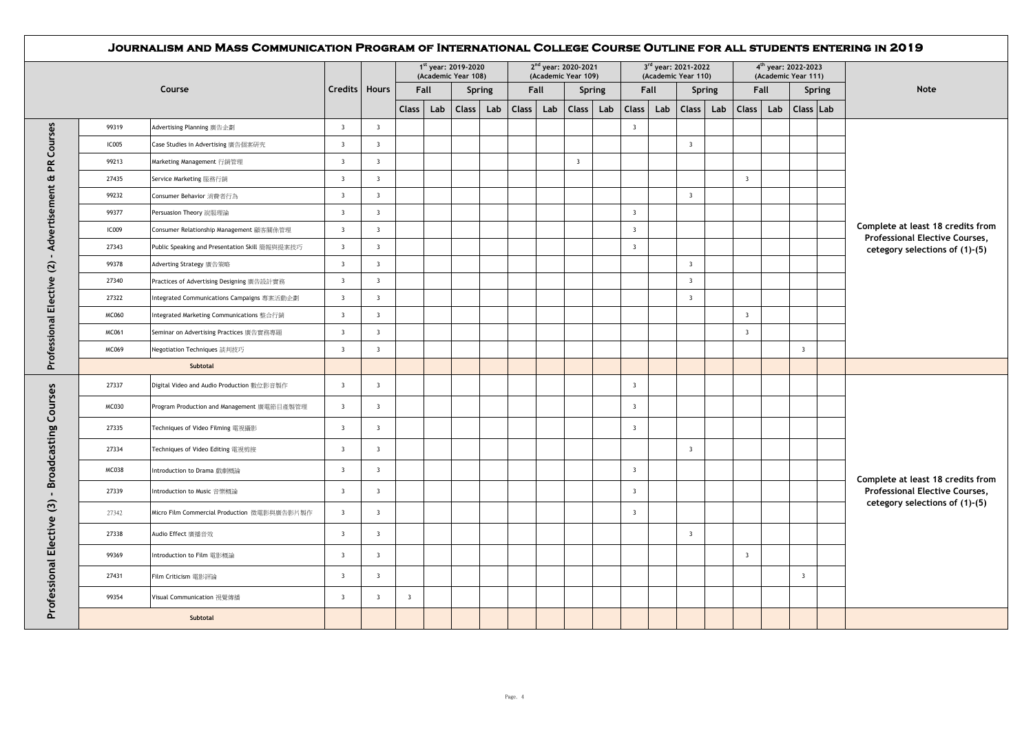# Journalism and Mass Communication Program of International College Course Outline for all students entering in 2019

| | Course | | Credits | Hours | 1st year: 2019-2020 (Academic Year 108) | | | | 2nd year: 2020-2021 (Academic Year 109) | | | | 3rd year: 2021-2022 (Academic Year 110) | | | | 4th year: 2022-2023 (Academic Year 111) | | | | Note |
|---|---|---|---|---|---|---|---|---|---|---|---|---|---|---|---|---|---|---|---|---|---|
| | | | | | Fall | | Spring | | Fall | | Spring | | Fall | | Spring | | Fall | | Spring | | |
| | | | | | Class | Lab | Class | Lab | Class | Lab | Class | Lab | Class | Lab | Class | Lab | Class | Lab | Class | Lab | |
| Professional Elective (2) - Advertisement & PR Courses | 99319 | Advertising Planning 廣告企劃 | 3 | 3 | | | | | | | | | 3 | | | | | | | | Complete at least 18 credits from Professional Elective Courses, cetegory selections of (1)-(5) |
| | IC005 | Case Studies in Advertising 廣告個案研究 | 3 | 3 | | | | | | | | | | | 3 | | | | | | |
| | 99213 | Marketing Management 行銷管理 | 3 | 3 | | | | | | | 3 | | | | | | | | | | |
| | 27435 | Service Marketing 服務行銷 | 3 | 3 | | | | | | | | | | | | | 3 | | | | |
| | 99232 | Consumer Behavior 消費者行為 | 3 | 3 | | | | | | | | | | | 3 | | | | | | |
| | 99377 | Persuasion Theory 說服理論 | 3 | 3 | | | | | | | | | 3 | | | | | | | | |
| | IC009 | Consumer Relationship Management 顧客關係管理 | 3 | 3 | | | | | | | | | 3 | | | | | | | | |
| | 27343 | Public Speaking and Presentation Skill 簡報與提案技巧 | 3 | 3 | | | | | | | | | 3 | | | | | | | | |
| | 99378 | Adverting Strategy 廣告策略 | 3 | 3 | | | | | | | | | | | 3 | | | | | | |
| | 27340 | Practices of Advertising Designing 廣告設計實務 | 3 | 3 | | | | | | | | | | | 3 | | | | | | |
| | 27322 | Integrated Communications Campaigns 專案活動企劃 | 3 | 3 | | | | | | | | | | | 3 | | | | | | |
| | MC060 | Integrated Marketing Communications 整合行銷 | 3 | 3 | | | | | | | | | | | | | 3 | | | | |
| | MC061 | Seminar on Advertising Practices 廣告實務專題 | 3 | 3 | | | | | | | | | | | | | 3 | | | | |
| | MC069 | Negotiation Techniques 談判技巧 | 3 | 3 | | | | | | | | | | | | | | | 3 | | |
| | Subtotal | | | | | | | | | | | | | | | | | | | | |
| Professional Elective (3) - Broadcasting Courses | 27337 | Digital Video and Audio Production 數位影音製作 | 3 | 3 | | | | | | | | | 3 | | | | | | | | Complete at least 18 credits from Professional Elective Courses, cetegory selections of (1)-(5) |
| | MC030 | Program Production and Management 廣電節目產製管理 | 3 | 3 | | | | | | | | | 3 | | | | | | | | |
| | 27335 | Techniques of Video Filming 電視攝影 | 3 | 3 | | | | | | | | | 3 | | | | | | | | |
| | 27334 | Techniques of Video Editing 電視剪接 | 3 | 3 | | | | | | | | | | | 3 | | | | | | |
| | MC038 | Introduction to Drama 戲劇概論 | 3 | 3 | | | | | | | | | 3 | | | | | | | | |
| | 27339 | Introduction to Music 音樂概論 | 3 | 3 | | | | | | | | | 3 | | | | | | | | |
| | 27342 | Micro Film Commercial Production 微電影與廣告影片製作 | 3 | 3 | | | | | | | | | 3 | | | | | | | | |
| | 27338 | Audio Effect 廣播音效 | 3 | 3 | | | | | | | | | | | 3 | | | | | | |
| | 99369 | Introduction to Film 電影概論 | 3 | 3 | | | | | | | | | | | | | 3 | | | | |
| | 27431 | Film Criticism 電影評論 | 3 | 3 | | | | | | | | | | | | | | | 3 | | |
| | 99354 | Visual Communication 視覺傳播 | 3 | 3 | 3 | | | | | | | | | | | | | | | | |
| | Subtotal | | | | | | | | | | | | | | | | | | | | |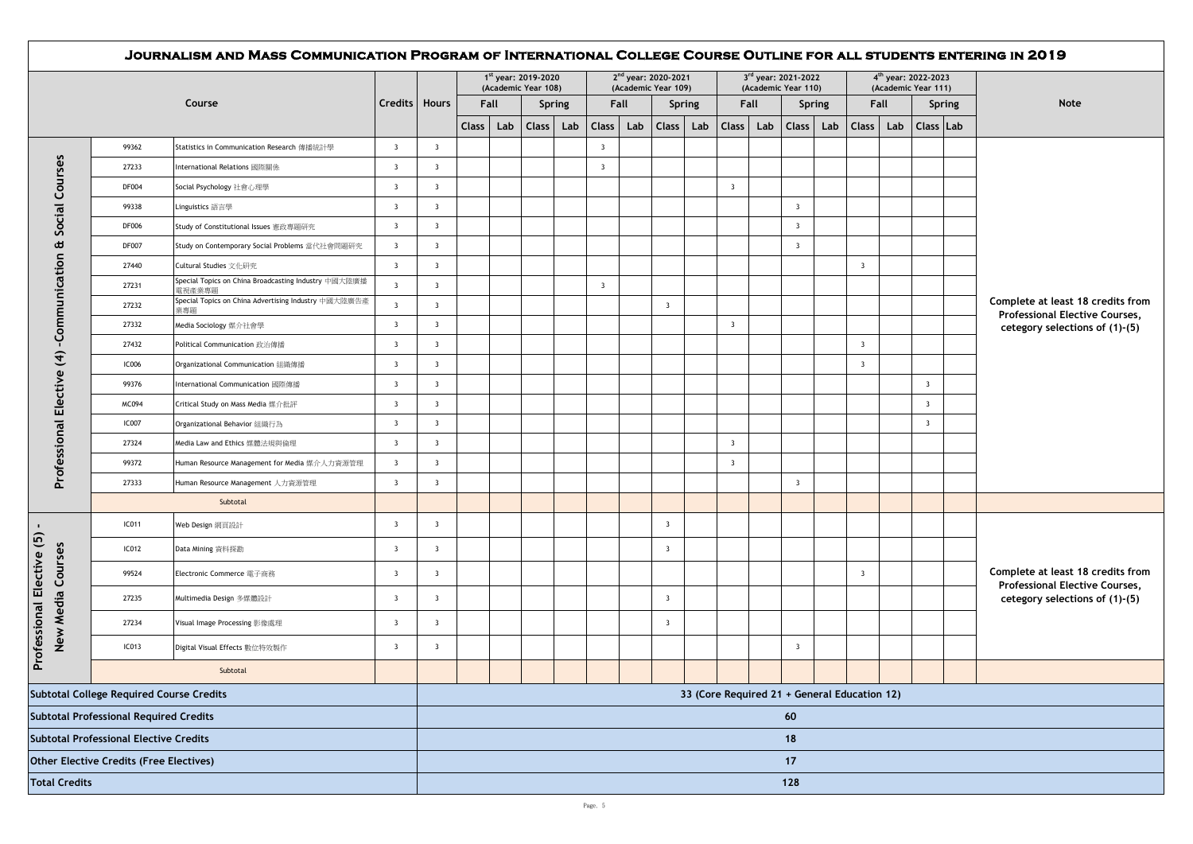# Journalism and Mass Communication Program of International College Course Outline for all students entering in 2019

| | | Course | Credits | Hours | 1st year: 2019-2020 (Academic Year 108) | | | | 2nd year: 2020-2021 (Academic Year 109) | | | | 3rd year: 2021-2022 (Academic Year 110) | | | | 4th year: 2022-2023 (Academic Year 111) | | | | Note |
|---|---|---|---|---|---|---|---|---|---|---|---|---|---|---|---|---|---|---|---|---|---|
| | | | | | Fall | | Spring | | Fall | | Spring | | Fall | | Spring | | Fall | | Spring | | |
| | | | | | Class | Lab | Class | Lab | Class | Lab | Class | Lab | Class | Lab | Class | Lab | Class | Lab | Class | Lab | |
| Professional Elective (4) -Communication & Social Courses | 99362 | Statistics in Communication Research 傳播統計學 | 3 | 3 | | | | | 3 | | | | | | | | | | | | Complete at least 18 credits from Professional Elective Courses, cetegory selections of (1)-(5) |
| | 27233 | International Relations 國際關係 | 3 | 3 | | | | | 3 | | | | | | | | | | | | |
| | DF004 | Social Psychology 社會心理學 | 3 | 3 | | | | | | | | | 3 | | | | | | | | |
| | 99338 | Linguistics 語言學 | 3 | 3 | | | | | | | | | | | 3 | | | | | | |
| | DF006 | Study of Constitutional Issues 憲政專題研究 | 3 | 3 | | | | | | | | | | | 3 | | | | | | |
| | DF007 | Study on Contemporary Social Problems 當代社會問題研究 | 3 | 3 | | | | | | | | | | | 3 | | | | | | |
| | 27440 | Cultural Studies 文化研究 | 3 | 3 | | | | | | | | | | | | | 3 | | | | |
| | 27231 | Special Topics on China Broadcasting Industry 中國大陸廣播電視產業專題 | 3 | 3 | | | | | 3 | | | | | | | | | | | | |
| | 27232 | Special Topics on China Advertising Industry 中國大陸廣告產業專題 | 3 | 3 | | | | | | | 3 | | | | | | | | | | |
| | 27332 | Media Sociology 媒介社會學 | 3 | 3 | | | | | | | | | 3 | | | | | | | | |
| | 27432 | Political Communication 政治傳播 | 3 | 3 | | | | | | | | | | | | | 3 | | | | |
| | IC006 | Organizational Communication 組織傳播 | 3 | 3 | | | | | | | | | | | | | 3 | | | | |
| | 99376 | International Communication 國際傳播 | 3 | 3 | | | | | | | | | | | | | | | 3 | | |
| | MC094 | Critical Study on Mass Media 媒介批評 | 3 | 3 | | | | | | | | | | | | | | | 3 | | |
| | IC007 | Organizational Behavior 組織行為 | 3 | 3 | | | | | | | | | | | | | | | 3 | | |
| | 27324 | Media Law and Ethics 媒體法規與倫理 | 3 | 3 | | | | | | | | | 3 | | | | | | | | |
| | 99372 | Human Resource Management for Media 媒介人力資源管理 | 3 | 3 | | | | | | | | | 3 | | | | | | | | |
| | 27333 | Human Resource Management 人力資源管理 | 3 | 3 | | | | | | | | | | | 3 | | | | | | |
| | | Subtotal | | | | | | | | | | | | | | | | | | | |
| Professional Elective (5) - New Media Courses | IC011 | Web Design 網頁設計 | 3 | 3 | | | | | | | 3 | | | | | | | | | | Complete at least 18 credits from Professional Elective Courses, cetegory selections of (1)-(5) |
| | IC012 | Data Mining 資料採勘 | 3 | 3 | | | | | | | 3 | | | | | | | | | | |
| | 99524 | Electronic Commerce 電子商務 | 3 | 3 | | | | | | | | | | | | | 3 | | | | |
| | 27235 | Multimedia Design 多媒體設計 | 3 | 3 | | | | | | | 3 | | | | | | | | | | |
| | 27234 | Visual Image Processing 影像處理 | 3 | 3 | | | | | | | 3 | | | | | | | | | | |
| | IC013 | Digital Visual Effects 數位特效製作 | 3 | 3 | | | | | | | | | | | 3 | | | | | | |
| | | Subtotal | | | | | | | | | | | | | | | | | | | |
| Subtotal College Required Course Credits | | | | | 33 (Core Required 21 + General Education 12) | | | | | | | | | | | | | | | | |
| Subtotal Professional Required Credits | | | | | 60 | | | | | | | | | | | | | | | | |
| Subtotal Professional Elective Credits | | | | | 18 | | | | | | | | | | | | | | | | |
| Other Elective Credits (Free Electives) | | | | | 17 | | | | | | | | | | | | | | | | |
| Total Credits | | | | | 128 | | | | | | | | | | | | | | | | |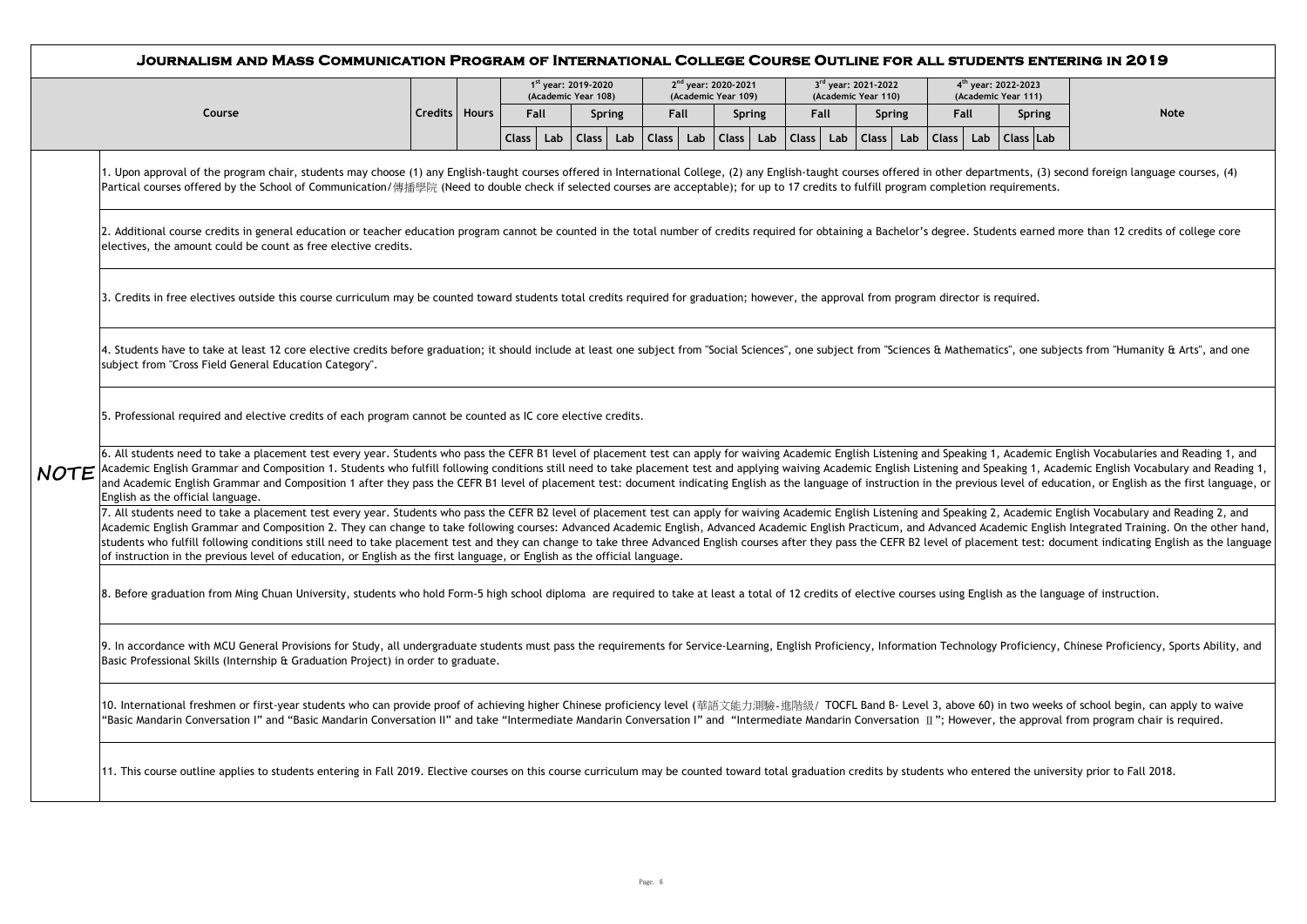# Journalism and Mass Communication Program of International College Course Outline for all students entering in 2019

| Course | Credits | Hours | 1st year: 2019-2020 (Academic Year 108) Fall | | | | 2nd year: 2020-2021 (Academic Year 109) Fall | | | | 3rd year: 2021-2022 (Academic Year 110) Fall | | | | 4th year: 2022-2023 (Academic Year 111) Fall | | | | Note |
|---|---|---|---|---|---|---|---|---|---|---|---|---|---|---|---|---|---|---|---|
| | | | Fall | | Spring | | Fall | | Spring | | Fall | | Spring | | Fall | | Spring | | |
| | | | Class | Lab | Class | Lab | Class | Lab | Class | Lab | Class | Lab | Class | Lab | Class | Lab | Class | Lab | |

**NOTE**

1. Upon approval of the program chair, students may choose (1) any English-taught courses offered in International College, (2) any English-taught courses offered in other departments, (3) second foreign language courses, (4) Partical courses offered by the School of Communication/傳播學院 (Need to double check if selected courses are acceptable); for up to 17 credits to fulfill program completion requirements.

2. Additional course credits in general education or teacher education program cannot be counted in the total number of credits required for obtaining a Bachelor's degree. Students earned more than 12 credits of college core electives, the amount could be count as free elective credits.

3. Credits in free electives outside this course curriculum may be counted toward students total credits required for graduation; however, the approval from program director is required.

4. Students have to take at least 12 core elective credits before graduation; it should include at least one subject from "Social Sciences", one subject from "Sciences & Mathematics", one subjects from "Humanity & Arts", and one subject from "Cross Field General Education Category".

5. Professional required and elective credits of each program cannot be counted as IC core elective credits.

6. All students need to take a placement test every year. Students who pass the CEFR B1 level of placement test can apply for waiving Academic English Listening and Speaking 1, Academic English Vocabularies and Reading 1, and Academic English Grammar and Composition 1. Students who fulfill following conditions still need to take placement test and applying waiving Academic English Listening and Speaking 1, Academic English Vocabulary and Reading 1, and Academic English Grammar and Composition 1 after they pass the CEFR B1 level of placement test: document indicating English as the language of instruction in the previous level of education, or English as the first language, or English as the official language.

7. All students need to take a placement test every year. Students who pass the CEFR B2 level of placement test can apply for waiving Academic English Listening and Speaking 2, Academic English Vocabulary and Reading 2, and Academic English Grammar and Composition 2. They can change to take following courses: Advanced Academic English, Advanced Academic English Practicum, and Advanced Academic English Integrated Training. On the other hand, students who fulfill following conditions still need to take placement test and they can change to take three Advanced English courses after they pass the CEFR B2 level of placement test: document indicating English as the language of instruction in the previous level of education, or English as the first language, or English as the official language.

8. Before graduation from Ming Chuan University, students who hold Form-5 high school diploma are required to take at least a total of 12 credits of elective courses using English as the language of instruction.

9. In accordance with MCU General Provisions for Study, all undergraduate students must pass the requirements for Service-Learning, English Proficiency, Information Technology Proficiency, Chinese Proficiency, Sports Ability, and Basic Professional Skills (Internship & Graduation Project) in order to graduate.

10. International freshmen or first-year students who can provide proof of achieving higher Chinese proficiency level (華語文能力測驗-進階級/ TOCFL Band B- Level 3, above 60) in two weeks of school begin, can apply to waive "Basic Mandarin Conversation I" and "Basic Mandarin Conversation II" and take "Intermediate Mandarin Conversation I" and "Intermediate Mandarin Conversation Ⅱ"; However, the approval from program chair is required.

11. This course outline applies to students entering in Fall 2019. Elective courses on this course curriculum may be counted toward total graduation credits by students who entered the university prior to Fall 2018.